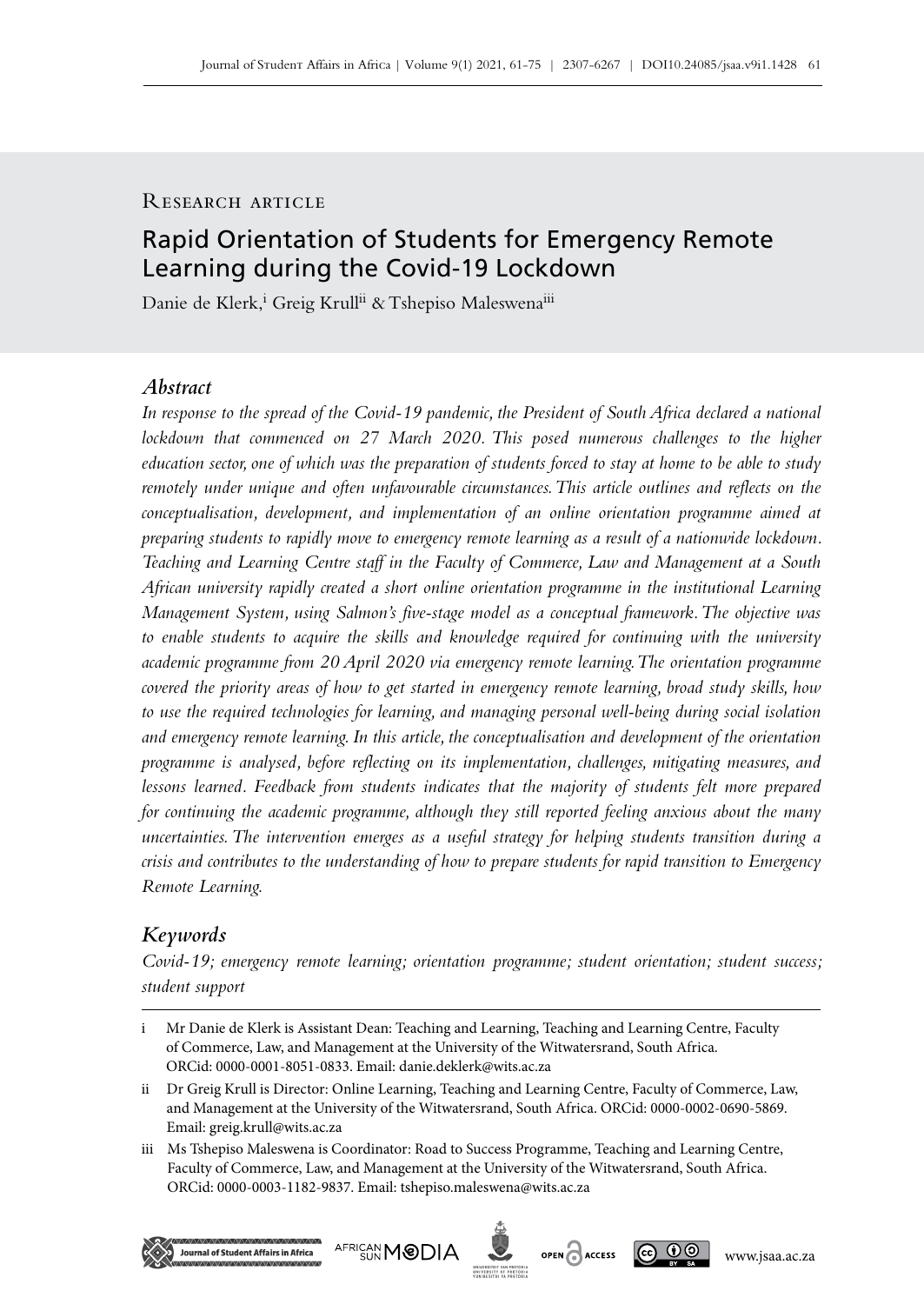Research article

# Rapid Orientation of Students for Emergency Remote Learning during the Covid-19 Lockdown

Danie de Klerk,[i] Greig Krull[ii] & Tshepiso Maleswena[iii]

## Abstract

*In response to the spread of the Covid-19 pandemic, the President of South Africa declared a national lockdown that commenced on 27 March 2020. This posed numerous challenges to the higher education sector, one of which was the preparation of students forced to stay at home to be able to study remotely under unique and often unfavourable circumstances. This article outlines and reflects on the conceptualisation, development, and implementation of an online orientation programme aimed at preparing students to rapidly move to emergency remote learning as a result of a nationwide lockdown. Teaching and Learning Centre staff in the Faculty of Commerce, Law and Management at a South African university rapidly created a short online orientation programme in the institutional Learning Management System, using Salmon's five-stage model as a conceptual framework. The objective was to enable students to acquire the skills and knowledge required for continuing with the university academic programme from 20 April 2020 via emergency remote learning. The orientation programme covered the priority areas of how to get started in emergency remote learning, broad study skills, how to use the required technologies for learning, and managing personal well-being during social isolation and emergency remote learning. In this article, the conceptualisation and development of the orientation programme is analysed, before reflecting on its implementation, challenges, mitigating measures, and lessons learned. Feedback from students indicates that the majority of students felt more prepared for continuing the academic programme, although they still reported feeling anxious about the many uncertainties. The intervention emerges as a useful strategy for helping students transition during a crisis and contributes to the understanding of how to prepare students for rapid transition to Emergency Remote Learning.*

## Keywords

*Covid-19; emergency remote learning; orientation programme; student orientation; student success; student support*

---

i Mr Danie de Klerk is Assistant Dean: Teaching and Learning, Teaching and Learning Centre, Faculty of Commerce, Law, and Management at the University of the Witwatersrand, South Africa. ORCid: 0000-0001-8051-0833. Email: danie.deklerk@wits.ac.za

ii Dr Greig Krull is Director: Online Learning, Teaching and Learning Centre, Faculty of Commerce, Law, and Management at the University of the Witwatersrand, South Africa. ORCid: 0000-0002-0690-5869. Email: greig.krull@wits.ac.za

iii Ms Tshepiso Maleswena is Coordinator: Road to Success Programme, Teaching and Learning Centre, Faculty of Commerce, Law, and Management at the University of the Witwatersrand, South Africa. ORCid: 0000-0003-1182-9837. Email: tshepiso.maleswena@wits.ac.za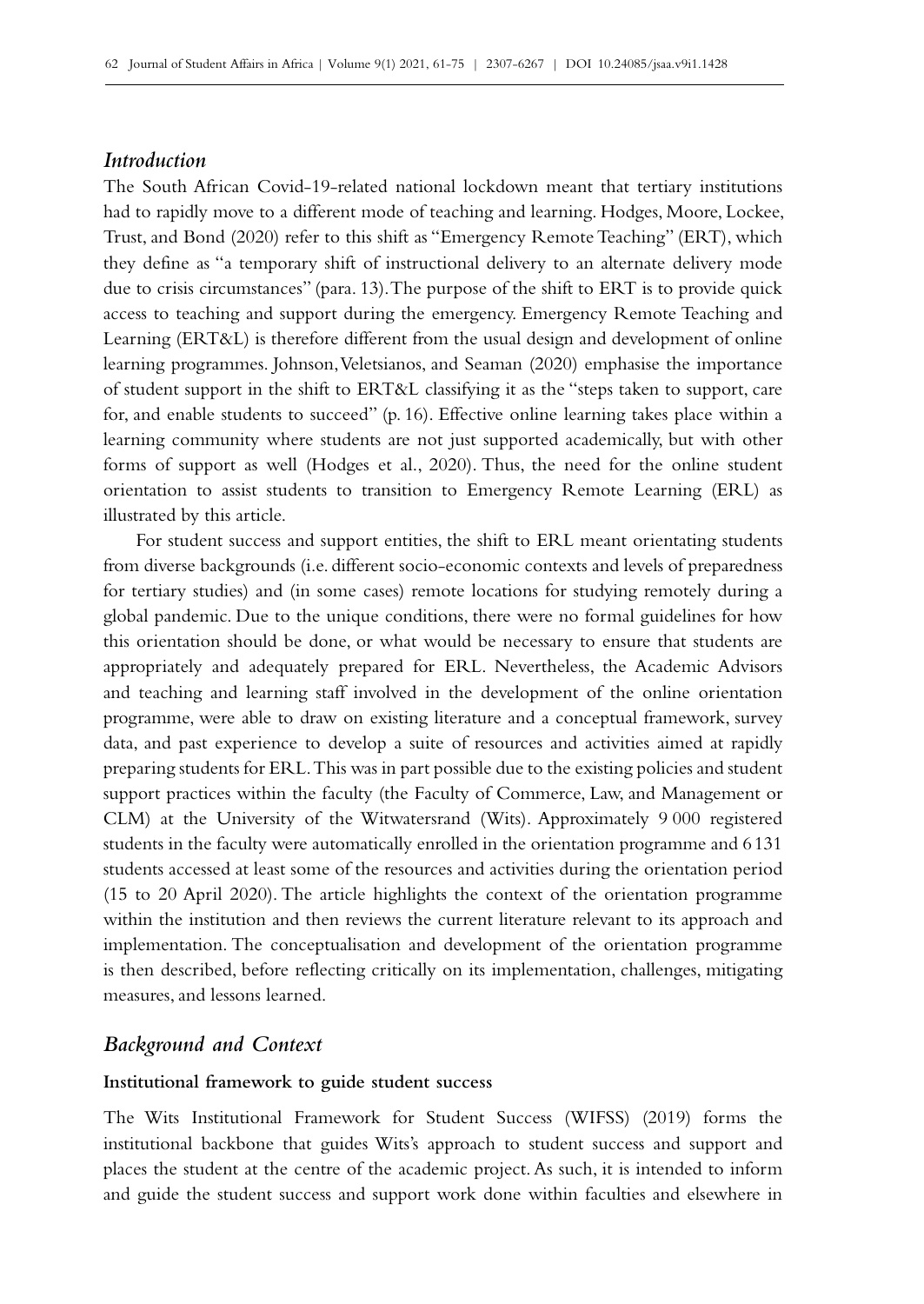## *Introduction*

The South African Covid-19-related national lockdown meant that tertiary institutions had to rapidly move to a different mode of teaching and learning. Hodges, Moore, Lockee, Trust, and Bond (2020) refer to this shift as "Emergency Remote Teaching" (ERT), which they define as "a temporary shift of instructional delivery to an alternate delivery mode due to crisis circumstances" (para. 13). The purpose of the shift to ERT is to provide quick access to teaching and support during the emergency. Emergency Remote Teaching and Learning (ERT&L) is therefore different from the usual design and development of online learning programmes. Johnson, Veletsianos, and Seaman (2020) emphasise the importance of student support in the shift to ERT&L classifying it as the "steps taken to support, care for, and enable students to succeed" (p. 16). Effective online learning takes place within a learning community where students are not just supported academically, but with other forms of support as well (Hodges et al., 2020). Thus, the need for the online student orientation to assist students to transition to Emergency Remote Learning (ERL) as illustrated by this article.

For student success and support entities, the shift to ERL meant orientating students from diverse backgrounds (i.e. different socio-economic contexts and levels of preparedness for tertiary studies) and (in some cases) remote locations for studying remotely during a global pandemic. Due to the unique conditions, there were no formal guidelines for how this orientation should be done, or what would be necessary to ensure that students are appropriately and adequately prepared for ERL. Nevertheless, the Academic Advisors and teaching and learning staff involved in the development of the online orientation programme, were able to draw on existing literature and a conceptual framework, survey data, and past experience to develop a suite of resources and activities aimed at rapidly preparing students for ERL. This was in part possible due to the existing policies and student support practices within the faculty (the Faculty of Commerce, Law, and Management or CLM) at the University of the Witwatersrand (Wits). Approximately 9 000 registered students in the faculty were automatically enrolled in the orientation programme and 6 131 students accessed at least some of the resources and activities during the orientation period (15 to 20 April 2020). The article highlights the context of the orientation programme within the institution and then reviews the current literature relevant to its approach and implementation. The conceptualisation and development of the orientation programme is then described, before reflecting critically on its implementation, challenges, mitigating measures, and lessons learned.

## *Background and Context*

### Institutional framework to guide student success

The Wits Institutional Framework for Student Success (WIFSS) (2019) forms the institutional backbone that guides Wits's approach to student success and support and places the student at the centre of the academic project. As such, it is intended to inform and guide the student success and support work done within faculties and elsewhere in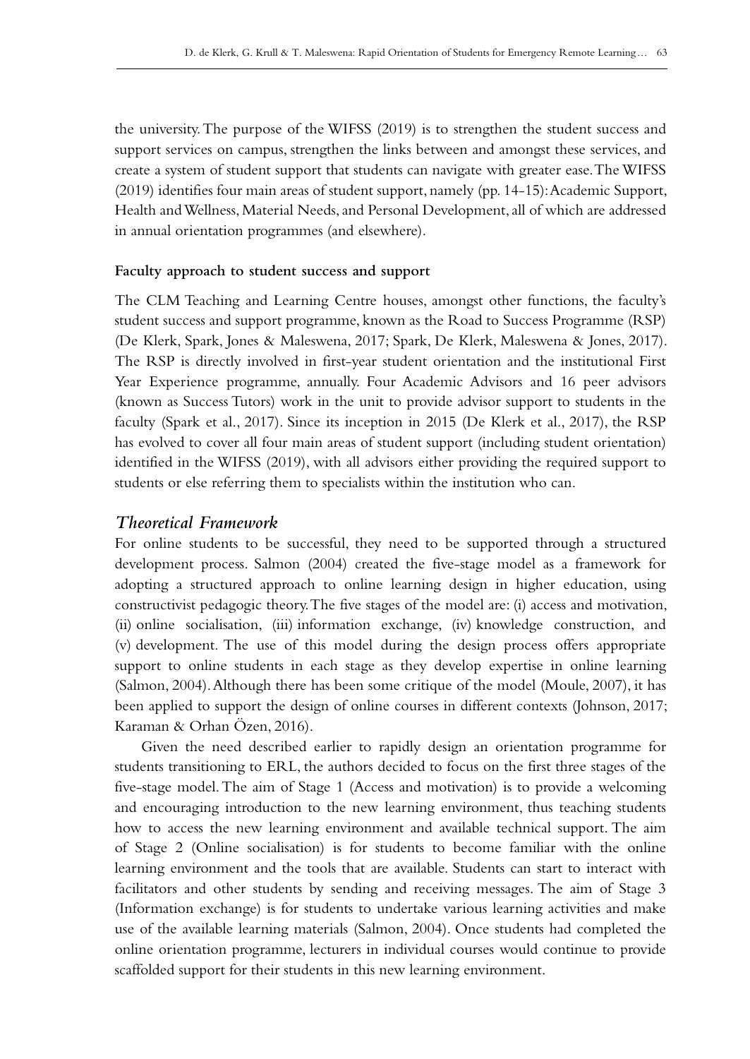the university. The purpose of the WIFSS (2019) is to strengthen the student success and support services on campus, strengthen the links between and amongst these services, and create a system of student support that students can navigate with greater ease. The WIFSS (2019) identifies four main areas of student support, namely (pp. 14-15): Academic Support, Health and Wellness, Material Needs, and Personal Development, all of which are addressed in annual orientation programmes (and elsewhere).

**Faculty approach to student success and support**

The CLM Teaching and Learning Centre houses, amongst other functions, the faculty's student success and support programme, known as the Road to Success Programme (RSP) (De Klerk, Spark, Jones & Maleswena, 2017; Spark, De Klerk, Maleswena & Jones, 2017). The RSP is directly involved in first-year student orientation and the institutional First Year Experience programme, annually. Four Academic Advisors and 16 peer advisors (known as Success Tutors) work in the unit to provide advisor support to students in the faculty (Spark et al., 2017). Since its inception in 2015 (De Klerk et al., 2017), the RSP has evolved to cover all four main areas of student support (including student orientation) identified in the WIFSS (2019), with all advisors either providing the required support to students or else referring them to specialists within the institution who can.

## *Theoretical Framework*

For online students to be successful, they need to be supported through a structured development process. Salmon (2004) created the five-stage model as a framework for adopting a structured approach to online learning design in higher education, using constructivist pedagogic theory. The five stages of the model are: (i) access and motivation, (ii) online socialisation, (iii) information exchange, (iv) knowledge construction, and (v) development. The use of this model during the design process offers appropriate support to online students in each stage as they develop expertise in online learning (Salmon, 2004). Although there has been some critique of the model (Moule, 2007), it has been applied to support the design of online courses in different contexts (Johnson, 2017; Karaman & Orhan Özen, 2016).

Given the need described earlier to rapidly design an orientation programme for students transitioning to ERL, the authors decided to focus on the first three stages of the five-stage model. The aim of Stage 1 (Access and motivation) is to provide a welcoming and encouraging introduction to the new learning environment, thus teaching students how to access the new learning environment and available technical support. The aim of Stage 2 (Online socialisation) is for students to become familiar with the online learning environment and the tools that are available. Students can start to interact with facilitators and other students by sending and receiving messages. The aim of Stage 3 (Information exchange) is for students to undertake various learning activities and make use of the available learning materials (Salmon, 2004). Once students had completed the online orientation programme, lecturers in individual courses would continue to provide scaffolded support for their students in this new learning environment.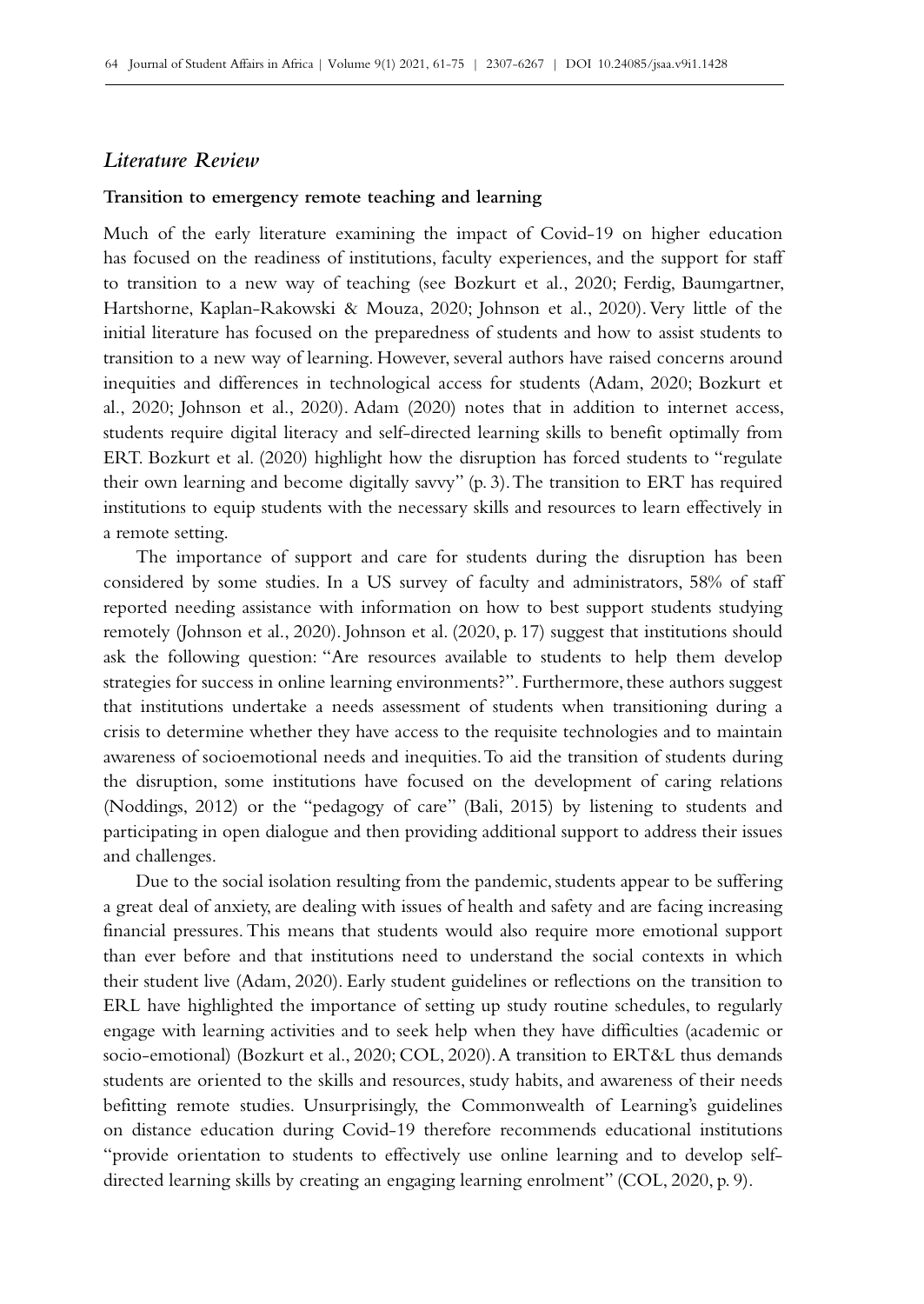## *Literature Review*

### Transition to emergency remote teaching and learning

Much of the early literature examining the impact of Covid-19 on higher education has focused on the readiness of institutions, faculty experiences, and the support for staff to transition to a new way of teaching (see Bozkurt et al., 2020; Ferdig, Baumgartner, Hartshorne, Kaplan-Rakowski & Mouza, 2020; Johnson et al., 2020). Very little of the initial literature has focused on the preparedness of students and how to assist students to transition to a new way of learning. However, several authors have raised concerns around inequities and differences in technological access for students (Adam, 2020; Bozkurt et al., 2020; Johnson et al., 2020). Adam (2020) notes that in addition to internet access, students require digital literacy and self-directed learning skills to benefit optimally from ERT. Bozkurt et al. (2020) highlight how the disruption has forced students to "regulate their own learning and become digitally savvy" (p. 3). The transition to ERT has required institutions to equip students with the necessary skills and resources to learn effectively in a remote setting.

The importance of support and care for students during the disruption has been considered by some studies. In a US survey of faculty and administrators, 58% of staff reported needing assistance with information on how to best support students studying remotely (Johnson et al., 2020). Johnson et al. (2020, p. 17) suggest that institutions should ask the following question: "Are resources available to students to help them develop strategies for success in online learning environments?". Furthermore, these authors suggest that institutions undertake a needs assessment of students when transitioning during a crisis to determine whether they have access to the requisite technologies and to maintain awareness of socioemotional needs and inequities. To aid the transition of students during the disruption, some institutions have focused on the development of caring relations (Noddings, 2012) or the "pedagogy of care" (Bali, 2015) by listening to students and participating in open dialogue and then providing additional support to address their issues and challenges.

Due to the social isolation resulting from the pandemic, students appear to be suffering a great deal of anxiety, are dealing with issues of health and safety and are facing increasing financial pressures. This means that students would also require more emotional support than ever before and that institutions need to understand the social contexts in which their student live (Adam, 2020). Early student guidelines or reflections on the transition to ERL have highlighted the importance of setting up study routine schedules, to regularly engage with learning activities and to seek help when they have difficulties (academic or socio-emotional) (Bozkurt et al., 2020; COL, 2020). A transition to ERT&L thus demands students are oriented to the skills and resources, study habits, and awareness of their needs befitting remote studies. Unsurprisingly, the Commonwealth of Learning's guidelines on distance education during Covid-19 therefore recommends educational institutions "provide orientation to students to effectively use online learning and to develop self-directed learning skills by creating an engaging learning enrolment" (COL, 2020, p. 9).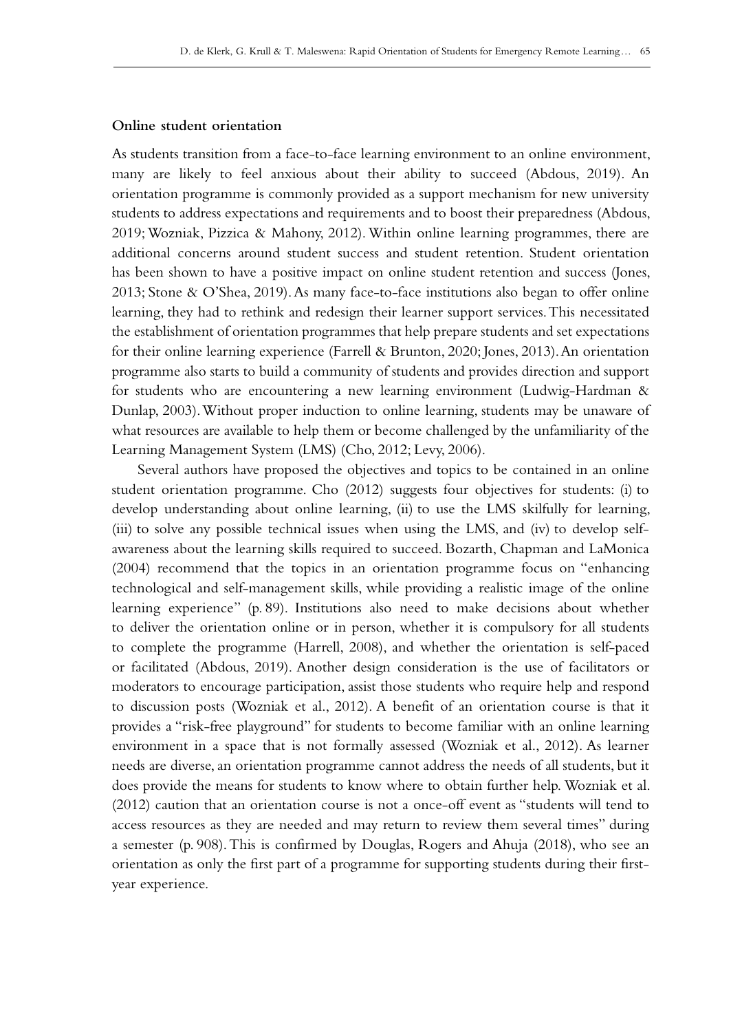### Online student orientation

As students transition from a face-to-face learning environment to an online environment, many are likely to feel anxious about their ability to succeed (Abdous, 2019). An orientation programme is commonly provided as a support mechanism for new university students to address expectations and requirements and to boost their preparedness (Abdous, 2019; Wozniak, Pizzica & Mahony, 2012). Within online learning programmes, there are additional concerns around student success and student retention. Student orientation has been shown to have a positive impact on online student retention and success (Jones, 2013; Stone & O'Shea, 2019). As many face-to-face institutions also began to offer online learning, they had to rethink and redesign their learner support services. This necessitated the establishment of orientation programmes that help prepare students and set expectations for their online learning experience (Farrell & Brunton, 2020; Jones, 2013). An orientation programme also starts to build a community of students and provides direction and support for students who are encountering a new learning environment (Ludwig-Hardman & Dunlap, 2003). Without proper induction to online learning, students may be unaware of what resources are available to help them or become challenged by the unfamiliarity of the Learning Management System (LMS) (Cho, 2012; Levy, 2006).

Several authors have proposed the objectives and topics to be contained in an online student orientation programme. Cho (2012) suggests four objectives for students: (i) to develop understanding about online learning, (ii) to use the LMS skilfully for learning, (iii) to solve any possible technical issues when using the LMS, and (iv) to develop self-awareness about the learning skills required to succeed. Bozarth, Chapman and LaMonica (2004) recommend that the topics in an orientation programme focus on "enhancing technological and self-management skills, while providing a realistic image of the online learning experience" (p. 89). Institutions also need to make decisions about whether to deliver the orientation online or in person, whether it is compulsory for all students to complete the programme (Harrell, 2008), and whether the orientation is self-paced or facilitated (Abdous, 2019). Another design consideration is the use of facilitators or moderators to encourage participation, assist those students who require help and respond to discussion posts (Wozniak et al., 2012). A benefit of an orientation course is that it provides a "risk-free playground" for students to become familiar with an online learning environment in a space that is not formally assessed (Wozniak et al., 2012). As learner needs are diverse, an orientation programme cannot address the needs of all students, but it does provide the means for students to know where to obtain further help. Wozniak et al. (2012) caution that an orientation course is not a once-off event as "students will tend to access resources as they are needed and may return to review them several times" during a semester (p. 908). This is confirmed by Douglas, Rogers and Ahuja (2018), who see an orientation as only the first part of a programme for supporting students during their first-year experience.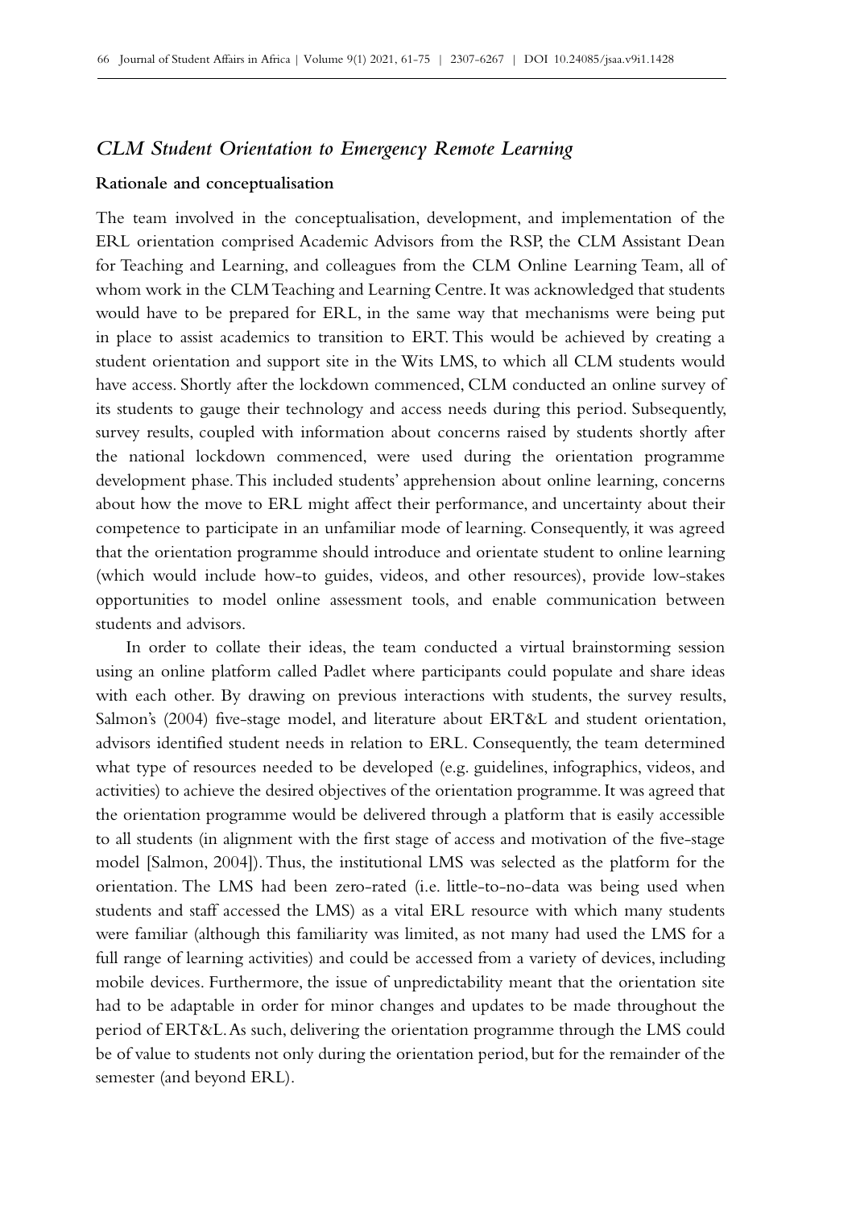## *CLM Student Orientation to Emergency Remote Learning*

### Rationale and conceptualisation

The team involved in the conceptualisation, development, and implementation of the ERL orientation comprised Academic Advisors from the RSP, the CLM Assistant Dean for Teaching and Learning, and colleagues from the CLM Online Learning Team, all of whom work in the CLM Teaching and Learning Centre. It was acknowledged that students would have to be prepared for ERL, in the same way that mechanisms were being put in place to assist academics to transition to ERT. This would be achieved by creating a student orientation and support site in the Wits LMS, to which all CLM students would have access. Shortly after the lockdown commenced, CLM conducted an online survey of its students to gauge their technology and access needs during this period. Subsequently, survey results, coupled with information about concerns raised by students shortly after the national lockdown commenced, were used during the orientation programme development phase. This included students' apprehension about online learning, concerns about how the move to ERL might affect their performance, and uncertainty about their competence to participate in an unfamiliar mode of learning. Consequently, it was agreed that the orientation programme should introduce and orientate student to online learning (which would include how-to guides, videos, and other resources), provide low-stakes opportunities to model online assessment tools, and enable communication between students and advisors.

In order to collate their ideas, the team conducted a virtual brainstorming session using an online platform called Padlet where participants could populate and share ideas with each other. By drawing on previous interactions with students, the survey results, Salmon's (2004) five-stage model, and literature about ERT&L and student orientation, advisors identified student needs in relation to ERL. Consequently, the team determined what type of resources needed to be developed (e.g. guidelines, infographics, videos, and activities) to achieve the desired objectives of the orientation programme. It was agreed that the orientation programme would be delivered through a platform that is easily accessible to all students (in alignment with the first stage of access and motivation of the five-stage model [Salmon, 2004]). Thus, the institutional LMS was selected as the platform for the orientation. The LMS had been zero-rated (i.e. little-to-no-data was being used when students and staff accessed the LMS) as a vital ERL resource with which many students were familiar (although this familiarity was limited, as not many had used the LMS for a full range of learning activities) and could be accessed from a variety of devices, including mobile devices. Furthermore, the issue of unpredictability meant that the orientation site had to be adaptable in order for minor changes and updates to be made throughout the period of ERT&L. As such, delivering the orientation programme through the LMS could be of value to students not only during the orientation period, but for the remainder of the semester (and beyond ERL).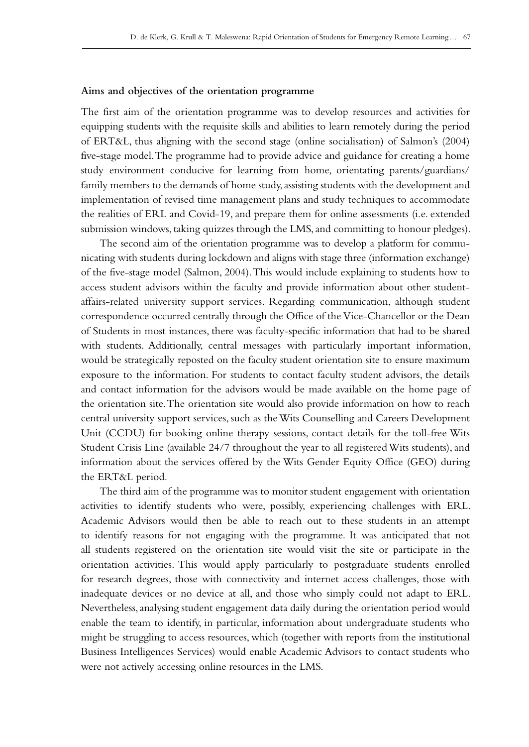#### Aims and objectives of the orientation programme

The first aim of the orientation programme was to develop resources and activities for equipping students with the requisite skills and abilities to learn remotely during the period of ERT&L, thus aligning with the second stage (online socialisation) of Salmon's (2004) five-stage model. The programme had to provide advice and guidance for creating a home study environment conducive for learning from home, orientating parents/guardians/family members to the demands of home study, assisting students with the development and implementation of revised time management plans and study techniques to accommodate the realities of ERL and Covid-19, and prepare them for online assessments (i.e. extended submission windows, taking quizzes through the LMS, and committing to honour pledges).

The second aim of the orientation programme was to develop a platform for communicating with students during lockdown and aligns with stage three (information exchange) of the five-stage model (Salmon, 2004). This would include explaining to students how to access student advisors within the faculty and provide information about other student-affairs-related university support services. Regarding communication, although student correspondence occurred centrally through the Office of the Vice-Chancellor or the Dean of Students in most instances, there was faculty-specific information that had to be shared with students. Additionally, central messages with particularly important information, would be strategically reposted on the faculty student orientation site to ensure maximum exposure to the information. For students to contact faculty student advisors, the details and contact information for the advisors would be made available on the home page of the orientation site. The orientation site would also provide information on how to reach central university support services, such as the Wits Counselling and Careers Development Unit (CCDU) for booking online therapy sessions, contact details for the toll-free Wits Student Crisis Line (available 24/7 throughout the year to all registered Wits students), and information about the services offered by the Wits Gender Equity Office (GEO) during the ERT&L period.

The third aim of the programme was to monitor student engagement with orientation activities to identify students who were, possibly, experiencing challenges with ERL. Academic Advisors would then be able to reach out to these students in an attempt to identify reasons for not engaging with the programme. It was anticipated that not all students registered on the orientation site would visit the site or participate in the orientation activities. This would apply particularly to postgraduate students enrolled for research degrees, those with connectivity and internet access challenges, those with inadequate devices or no device at all, and those who simply could not adapt to ERL. Nevertheless, analysing student engagement data daily during the orientation period would enable the team to identify, in particular, information about undergraduate students who might be struggling to access resources, which (together with reports from the institutional Business Intelligences Services) would enable Academic Advisors to contact students who were not actively accessing online resources in the LMS.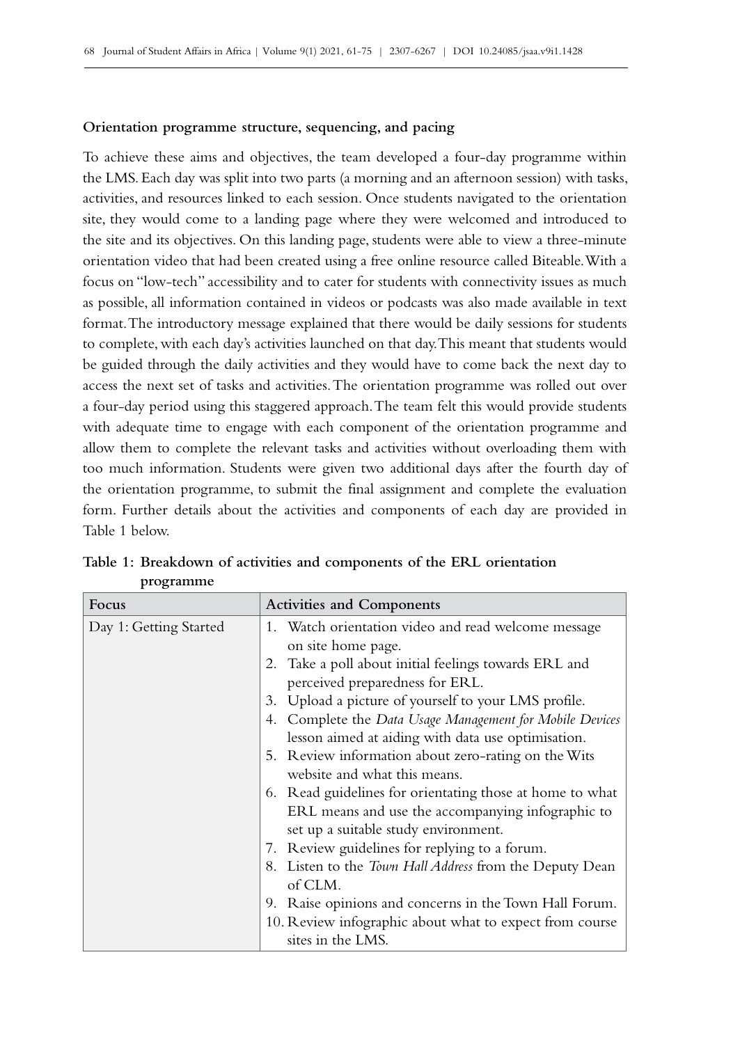**Orientation programme structure, sequencing, and pacing**

To achieve these aims and objectives, the team developed a four-day programme within the LMS. Each day was split into two parts (a morning and an afternoon session) with tasks, activities, and resources linked to each session. Once students navigated to the orientation site, they would come to a landing page where they were welcomed and introduced to the site and its objectives. On this landing page, students were able to view a three-minute orientation video that had been created using a free online resource called Biteable. With a focus on "low-tech" accessibility and to cater for students with connectivity issues as much as possible, all information contained in videos or podcasts was also made available in text format. The introductory message explained that there would be daily sessions for students to complete, with each day's activities launched on that day. This meant that students would be guided through the daily activities and they would have to come back the next day to access the next set of tasks and activities. The orientation programme was rolled out over a four-day period using this staggered approach. The team felt this would provide students with adequate time to engage with each component of the orientation programme and allow them to complete the relevant tasks and activities without overloading them with too much information. Students were given two additional days after the fourth day of the orientation programme, to submit the final assignment and complete the evaluation form. Further details about the activities and components of each day are provided in Table 1 below.

**Table 1: Breakdown of activities and components of the ERL orientation programme**

| Focus | Activities and Components |
|---|---|
| Day 1: Getting Started | 1. Watch orientation video and read welcome message on site home page.<br>2. Take a poll about initial feelings towards ERL and perceived preparedness for ERL.<br>3. Upload a picture of yourself to your LMS profile.<br>4. Complete the *Data Usage Management for Mobile Devices* lesson aimed at aiding with data use optimisation.<br>5. Review information about zero-rating on the Wits website and what this means.<br>6. Read guidelines for orientating those at home to what ERL means and use the accompanying infographic to set up a suitable study environment.<br>7. Review guidelines for replying to a forum.<br>8. Listen to the *Town Hall Address* from the Deputy Dean of CLM.<br>9. Raise opinions and concerns in the Town Hall Forum.<br>10. Review infographic about what to expect from course sites in the LMS. |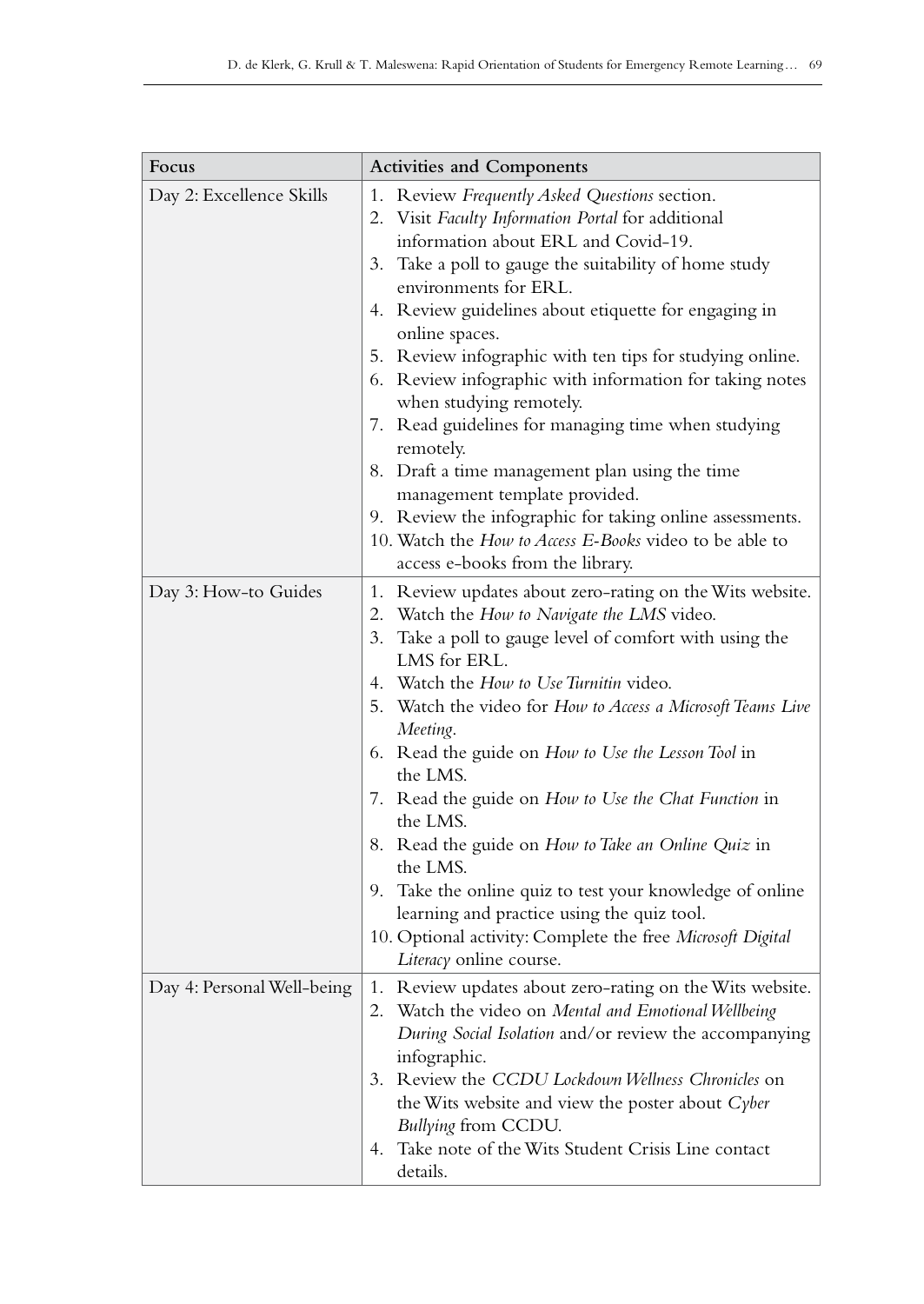| Focus | Activities and Components |
|---|---|
| Day 2: Excellence Skills | 1. Review *Frequently Asked Questions* section.<br>2. Visit *Faculty Information Portal* for additional information about ERL and Covid-19.<br>3. Take a poll to gauge the suitability of home study environments for ERL.<br>4. Review guidelines about etiquette for engaging in online spaces.<br>5. Review infographic with ten tips for studying online.<br>6. Review infographic with information for taking notes when studying remotely.<br>7. Read guidelines for managing time when studying remotely.<br>8. Draft a time management plan using the time management template provided.<br>9. Review the infographic for taking online assessments.<br>10. Watch the *How to Access E-Books* video to be able to access e-books from the library. |
| Day 3: How-to Guides | 1. Review updates about zero-rating on the Wits website.<br>2. Watch the *How to Navigate the LMS* video.<br>3. Take a poll to gauge level of comfort with using the LMS for ERL.<br>4. Watch the *How to Use Turnitin* video.<br>5. Watch the video for *How to Access a Microsoft Teams Live Meeting*.<br>6. Read the guide on *How to Use the Lesson Tool* in the LMS.<br>7. Read the guide on *How to Use the Chat Function* in the LMS.<br>8. Read the guide on *How to Take an Online Quiz* in the LMS.<br>9. Take the online quiz to test your knowledge of online learning and practice using the quiz tool.<br>10. Optional activity: Complete the free *Microsoft Digital Literacy* online course. |
| Day 4: Personal Well-being | 1. Review updates about zero-rating on the Wits website.<br>2. Watch the video on *Mental and Emotional Wellbeing During Social Isolation* and/or review the accompanying infographic.<br>3. Review the *CCDU Lockdown Wellness Chronicles* on the Wits website and view the poster about *Cyber Bullying* from CCDU.<br>4. Take note of the Wits Student Crisis Line contact details. |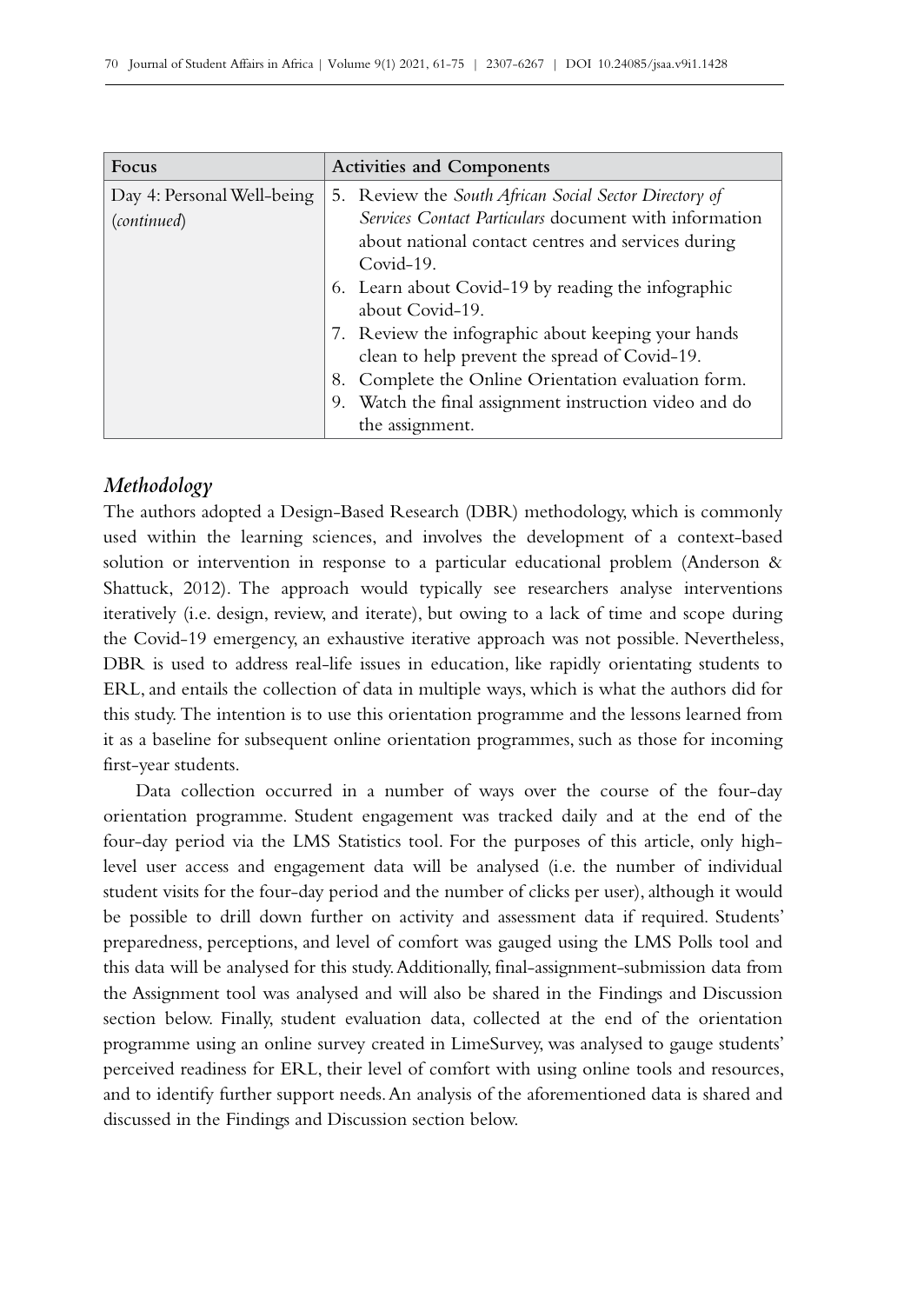| Focus | Activities and Components |
| --- | --- |
| Day 4: Personal Well-being (*continued*) | 5. Review the *South African Social Sector Directory of Services Contact Particulars* document with information about national contact centres and services during Covid-19.<br>6. Learn about Covid-19 by reading the infographic about Covid-19.<br>7. Review the infographic about keeping your hands clean to help prevent the spread of Covid-19.<br>8. Complete the Online Orientation evaluation form.<br>9. Watch the final assignment instruction video and do the assignment. |

### *Methodology*

The authors adopted a Design-Based Research (DBR) methodology, which is commonly used within the learning sciences, and involves the development of a context-based solution or intervention in response to a particular educational problem (Anderson & Shattuck, 2012). The approach would typically see researchers analyse interventions iteratively (i.e. design, review, and iterate), but owing to a lack of time and scope during the Covid-19 emergency, an exhaustive iterative approach was not possible. Nevertheless, DBR is used to address real-life issues in education, like rapidly orientating students to ERL, and entails the collection of data in multiple ways, which is what the authors did for this study. The intention is to use this orientation programme and the lessons learned from it as a baseline for subsequent online orientation programmes, such as those for incoming first-year students.

Data collection occurred in a number of ways over the course of the four-day orientation programme. Student engagement was tracked daily and at the end of the four-day period via the LMS Statistics tool. For the purposes of this article, only high-level user access and engagement data will be analysed (i.e. the number of individual student visits for the four-day period and the number of clicks per user), although it would be possible to drill down further on activity and assessment data if required. Students' preparedness, perceptions, and level of comfort was gauged using the LMS Polls tool and this data will be analysed for this study. Additionally, final-assignment-submission data from the Assignment tool was analysed and will also be shared in the Findings and Discussion section below. Finally, student evaluation data, collected at the end of the orientation programme using an online survey created in LimeSurvey, was analysed to gauge students' perceived readiness for ERL, their level of comfort with using online tools and resources, and to identify further support needs. An analysis of the aforementioned data is shared and discussed in the Findings and Discussion section below.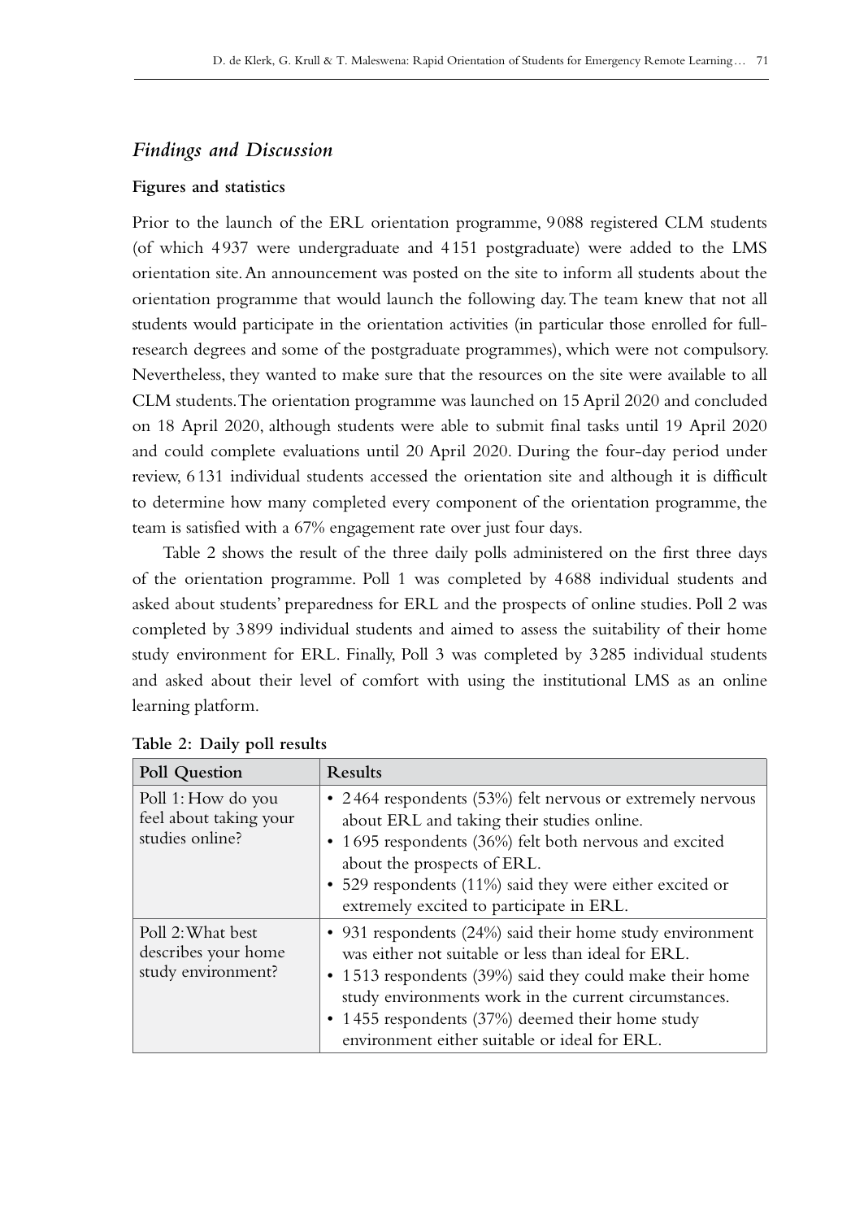## *Findings and Discussion*

### Figures and statistics

Prior to the launch of the ERL orientation programme, 9088 registered CLM students (of which 4937 were undergraduate and 4151 postgraduate) were added to the LMS orientation site. An announcement was posted on the site to inform all students about the orientation programme that would launch the following day. The team knew that not all students would participate in the orientation activities (in particular those enrolled for full-research degrees and some of the postgraduate programmes), which were not compulsory. Nevertheless, they wanted to make sure that the resources on the site were available to all CLM students. The orientation programme was launched on 15 April 2020 and concluded on 18 April 2020, although students were able to submit final tasks until 19 April 2020 and could complete evaluations until 20 April 2020. During the four-day period under review, 6131 individual students accessed the orientation site and although it is difficult to determine how many completed every component of the orientation programme, the team is satisfied with a 67% engagement rate over just four days.

Table 2 shows the result of the three daily polls administered on the first three days of the orientation programme. Poll 1 was completed by 4688 individual students and asked about students' preparedness for ERL and the prospects of online studies. Poll 2 was completed by 3899 individual students and aimed to assess the suitability of their home study environment for ERL. Finally, Poll 3 was completed by 3285 individual students and asked about their level of comfort with using the institutional LMS as an online learning platform.

**Table 2: Daily poll results**

| Poll Question | Results |
|---|---|
| Poll 1: How do you feel about taking your studies online? | • 2464 respondents (53%) felt nervous or extremely nervous about ERL and taking their studies online.<br>• 1695 respondents (36%) felt both nervous and excited about the prospects of ERL.<br>• 529 respondents (11%) said they were either excited or extremely excited to participate in ERL. |
| Poll 2: What best describes your home study environment? | • 931 respondents (24%) said their home study environment was either not suitable or less than ideal for ERL.<br>• 1513 respondents (39%) said they could make their home study environments work in the current circumstances.<br>• 1455 respondents (37%) deemed their home study environment either suitable or ideal for ERL. |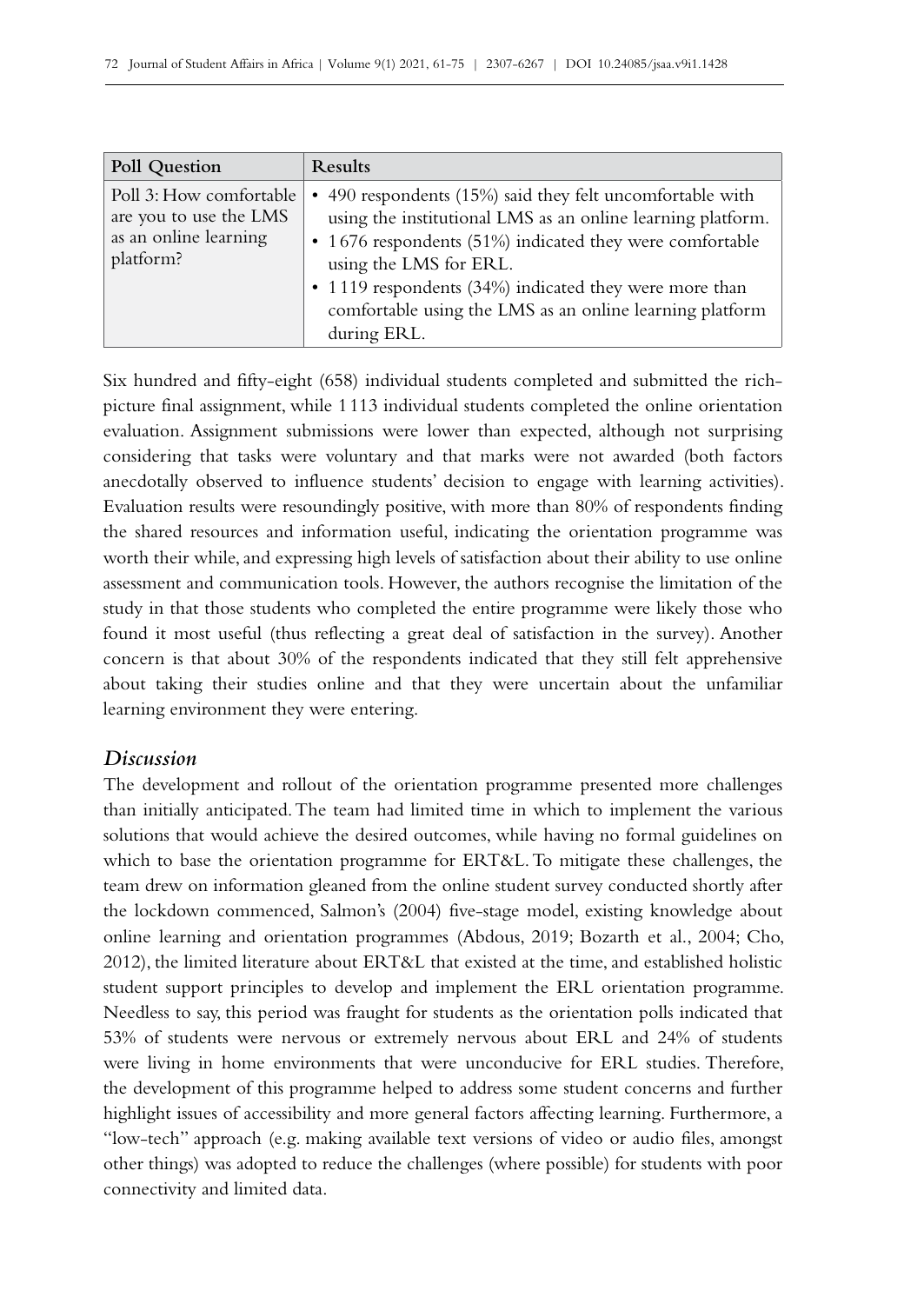| Poll Question | Results |
|---|---|
| Poll 3: How comfortable are you to use the LMS as an online learning platform? | • 490 respondents (15%) said they felt uncomfortable with using the institutional LMS as an online learning platform.<br>• 1 676 respondents (51%) indicated they were comfortable using the LMS for ERL.<br>• 1 119 respondents (34%) indicated they were more than comfortable using the LMS as an online learning platform during ERL. |

Six hundred and fifty-eight (658) individual students completed and submitted the rich-picture final assignment, while 1 113 individual students completed the online orientation evaluation. Assignment submissions were lower than expected, although not surprising considering that tasks were voluntary and that marks were not awarded (both factors anecdotally observed to influence students' decision to engage with learning activities). Evaluation results were resoundingly positive, with more than 80% of respondents finding the shared resources and information useful, indicating the orientation programme was worth their while, and expressing high levels of satisfaction about their ability to use online assessment and communication tools. However, the authors recognise the limitation of the study in that those students who completed the entire programme were likely those who found it most useful (thus reflecting a great deal of satisfaction in the survey). Another concern is that about 30% of the respondents indicated that they still felt apprehensive about taking their studies online and that they were uncertain about the unfamiliar learning environment they were entering.

### *Discussion*

The development and rollout of the orientation programme presented more challenges than initially anticipated. The team had limited time in which to implement the various solutions that would achieve the desired outcomes, while having no formal guidelines on which to base the orientation programme for ERT&L. To mitigate these challenges, the team drew on information gleaned from the online student survey conducted shortly after the lockdown commenced, Salmon's (2004) five-stage model, existing knowledge about online learning and orientation programmes (Abdous, 2019; Bozarth et al., 2004; Cho, 2012), the limited literature about ERT&L that existed at the time, and established holistic student support principles to develop and implement the ERL orientation programme. Needless to say, this period was fraught for students as the orientation polls indicated that 53% of students were nervous or extremely nervous about ERL and 24% of students were living in home environments that were unconducive for ERL studies. Therefore, the development of this programme helped to address some student concerns and further highlight issues of accessibility and more general factors affecting learning. Furthermore, a "low-tech" approach (e.g. making available text versions of video or audio files, amongst other things) was adopted to reduce the challenges (where possible) for students with poor connectivity and limited data.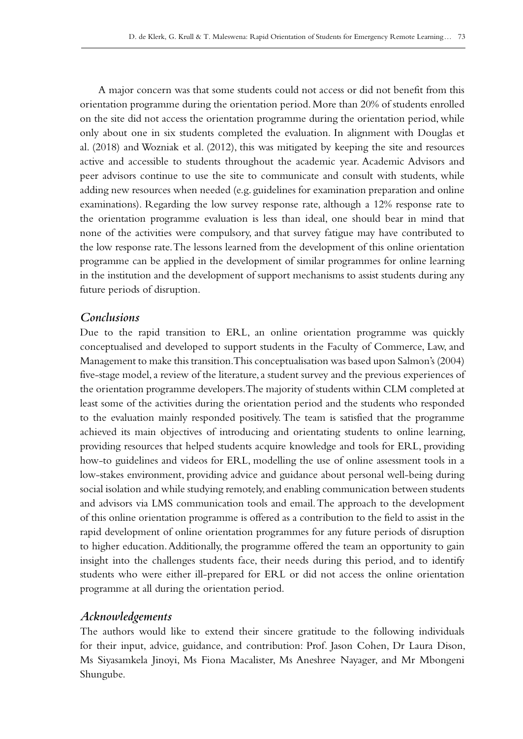A major concern was that some students could not access or did not benefit from this orientation programme during the orientation period. More than 20% of students enrolled on the site did not access the orientation programme during the orientation period, while only about one in six students completed the evaluation. In alignment with Douglas et al. (2018) and Wozniak et al. (2012), this was mitigated by keeping the site and resources active and accessible to students throughout the academic year. Academic Advisors and peer advisors continue to use the site to communicate and consult with students, while adding new resources when needed (e.g. guidelines for examination preparation and online examinations). Regarding the low survey response rate, although a 12% response rate to the orientation programme evaluation is less than ideal, one should bear in mind that none of the activities were compulsory, and that survey fatigue may have contributed to the low response rate. The lessons learned from the development of this online orientation programme can be applied in the development of similar programmes for online learning in the institution and the development of support mechanisms to assist students during any future periods of disruption.

## *Conclusions*

Due to the rapid transition to ERL, an online orientation programme was quickly conceptualised and developed to support students in the Faculty of Commerce, Law, and Management to make this transition. This conceptualisation was based upon Salmon's (2004) five-stage model, a review of the literature, a student survey and the previous experiences of the orientation programme developers. The majority of students within CLM completed at least some of the activities during the orientation period and the students who responded to the evaluation mainly responded positively. The team is satisfied that the programme achieved its main objectives of introducing and orientating students to online learning, providing resources that helped students acquire knowledge and tools for ERL, providing how-to guidelines and videos for ERL, modelling the use of online assessment tools in a low-stakes environment, providing advice and guidance about personal well-being during social isolation and while studying remotely, and enabling communication between students and advisors via LMS communication tools and email. The approach to the development of this online orientation programme is offered as a contribution to the field to assist in the rapid development of online orientation programmes for any future periods of disruption to higher education. Additionally, the programme offered the team an opportunity to gain insight into the challenges students face, their needs during this period, and to identify students who were either ill-prepared for ERL or did not access the online orientation programme at all during the orientation period.

## *Acknowledgements*

The authors would like to extend their sincere gratitude to the following individuals for their input, advice, guidance, and contribution: Prof. Jason Cohen, Dr Laura Dison, Ms Siyasamkela Jinoyi, Ms Fiona Macalister, Ms Aneshree Nayager, and Mr Mbongeni Shungube.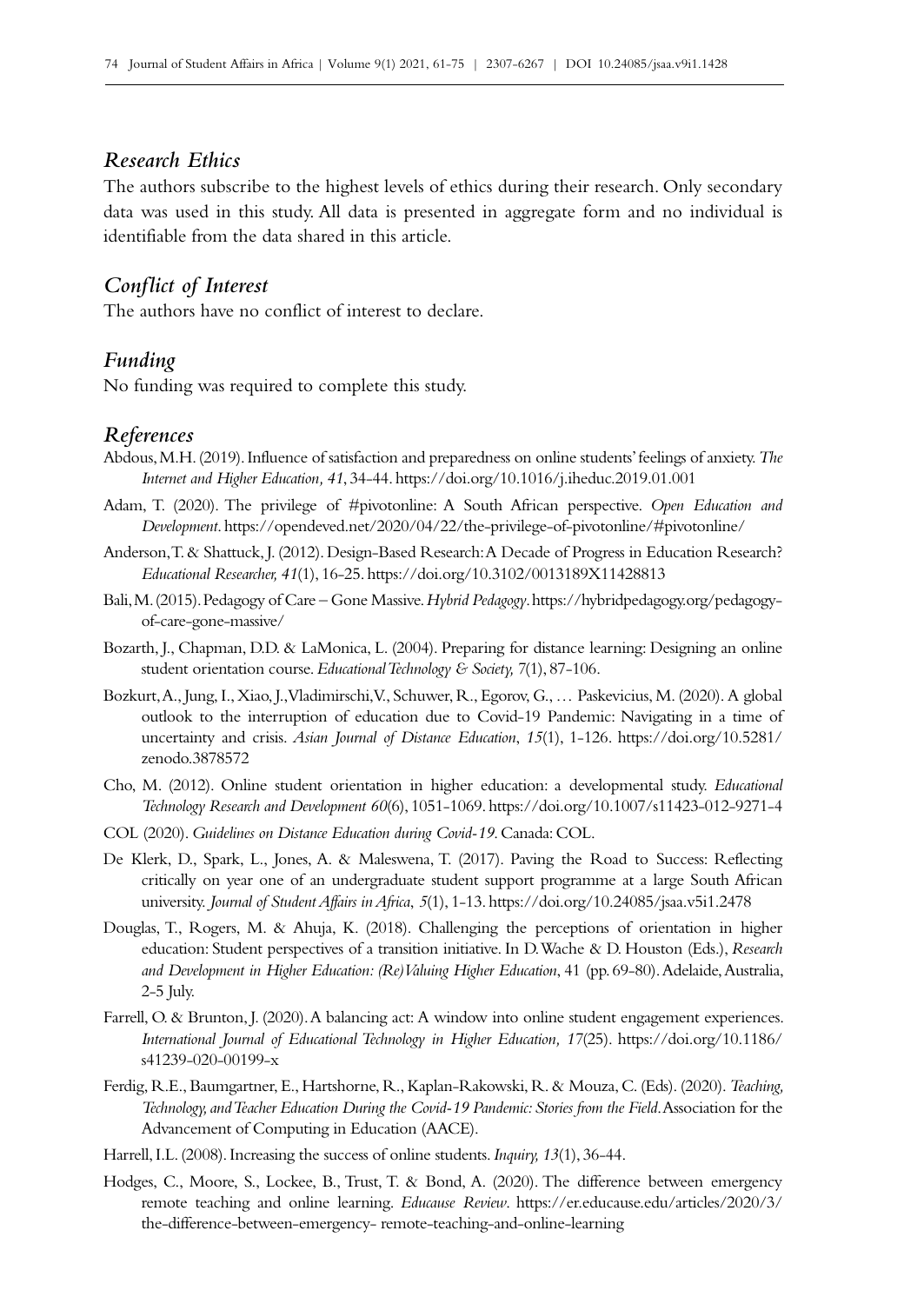## *Research Ethics*

The authors subscribe to the highest levels of ethics during their research. Only secondary data was used in this study. All data is presented in aggregate form and no individual is identifiable from the data shared in this article.

## *Conflict of Interest*

The authors have no conflict of interest to declare.

## *Funding*

No funding was required to complete this study.

## *References*

Abdous, M.H. (2019). Influence of satisfaction and preparedness on online students' feelings of anxiety. *The Internet and Higher Education, 41*, 34-44. https://doi.org/10.1016/j.iheduc.2019.01.001

Adam, T. (2020). The privilege of #pivotonline: A South African perspective. *Open Education and Development*. https://opendeved.net/2020/04/22/the-privilege-of-pivotonline/#pivotonline/

Anderson, T. & Shattuck, J. (2012). Design-Based Research: A Decade of Progress in Education Research? *Educational Researcher, 41*(1), 16-25. https://doi.org/10.3102/0013189X11428813

Bali, M. (2015). Pedagogy of Care – Gone Massive. *Hybrid Pedagogy*. https://hybridpedagogy.org/pedagogy-of-care-gone-massive/

Bozarth, J., Chapman, D.D. & LaMonica, L. (2004). Preparing for distance learning: Designing an online student orientation course. *Educational Technology & Society, 7*(1), 87-106.

Bozkurt, A., Jung, I., Xiao, J., Vladimirschi, V., Schuwer, R., Egorov, G., … Paskevicius, M. (2020). A global outlook to the interruption of education due to Covid-19 Pandemic: Navigating in a time of uncertainty and crisis. *Asian Journal of Distance Education*, *15*(1), 1-126. https://doi.org/10.5281/zenodo.3878572

Cho, M. (2012). Online student orientation in higher education: a developmental study. *Educational Technology Research and Development 60*(6), 1051-1069. https://doi.org/10.1007/s11423-012-9271-4

COL (2020). *Guidelines on Distance Education during Covid-19*. Canada: COL.

De Klerk, D., Spark, L., Jones, A. & Maleswena, T. (2017). Paving the Road to Success: Reflecting critically on year one of an undergraduate student support programme at a large South African university. *Journal of Student Affairs in Africa*, *5*(1), 1-13. https://doi.org/10.24085/jsaa.v5i1.2478

Douglas, T., Rogers, M. & Ahuja, K. (2018). Challenging the perceptions of orientation in higher education: Student perspectives of a transition initiative. In D. Wache & D. Houston (Eds.), *Research and Development in Higher Education: (Re)Valuing Higher Education*, 41 (pp. 69-80). Adelaide, Australia, 2-5 July.

Farrell, O. & Brunton, J. (2020). A balancing act: A window into online student engagement experiences. *International Journal of Educational Technology in Higher Education, 17*(25). https://doi.org/10.1186/s41239-020-00199-x

Ferdig, R.E., Baumgartner, E., Hartshorne, R., Kaplan-Rakowski, R. & Mouza, C. (Eds). (2020). *Teaching, Technology, and Teacher Education During the Covid-19 Pandemic: Stories from the Field*. Association for the Advancement of Computing in Education (AACE).

Harrell, I.L. (2008). Increasing the success of online students. *Inquiry, 13*(1), 36-44.

Hodges, C., Moore, S., Lockee, B., Trust, T. & Bond, A. (2020). The difference between emergency remote teaching and online learning. *Educause Review*. https://er.educause.edu/articles/2020/3/the-difference-between-emergency- remote-teaching-and-online-learning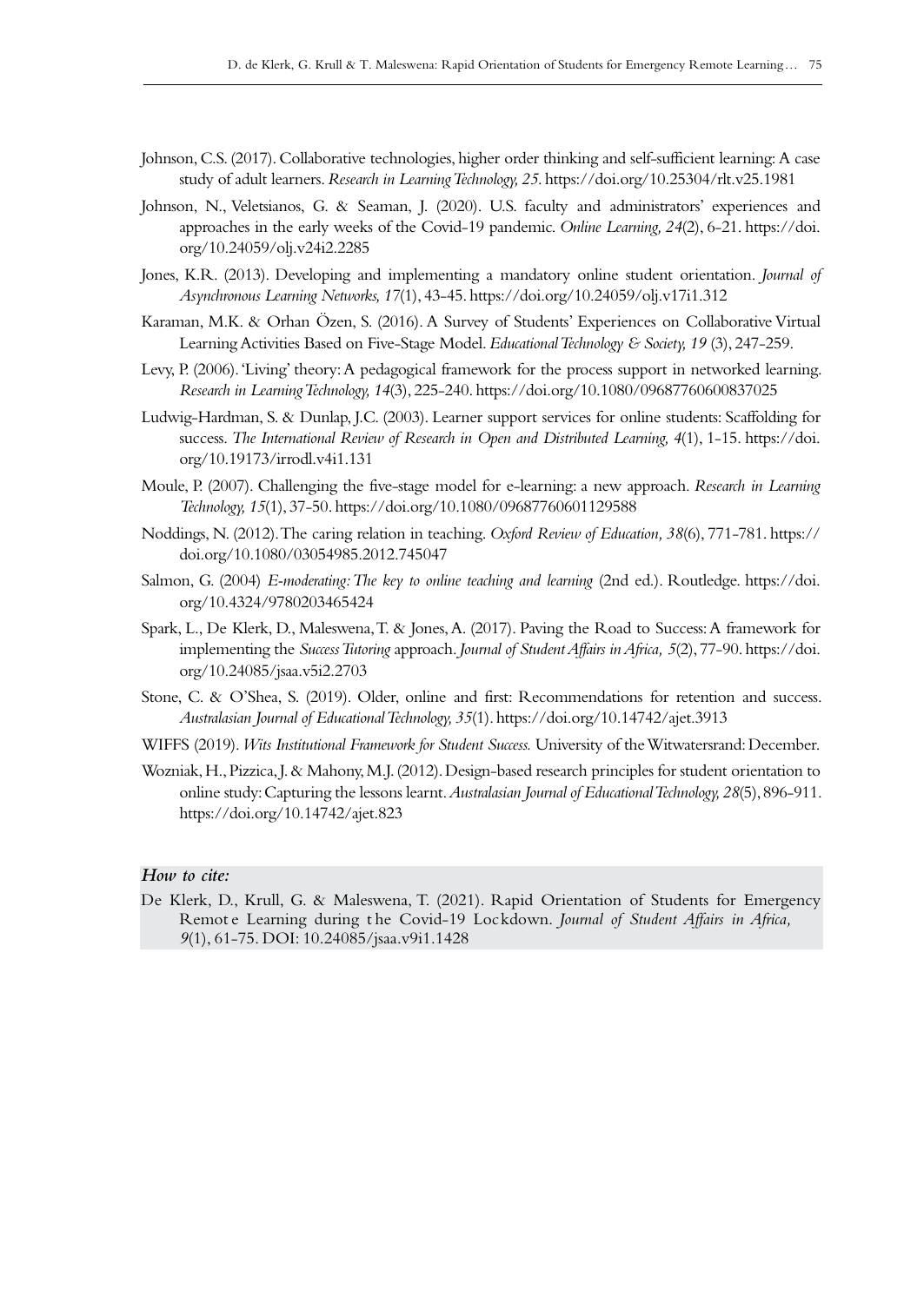Johnson, C.S. (2017). Collaborative technologies, higher order thinking and self-sufficient learning: A case study of adult learners. *Research in Learning Technology, 25*. https://doi.org/10.25304/rlt.v25.1981

Johnson, N., Veletsianos, G. & Seaman, J. (2020). U.S. faculty and administrators' experiences and approaches in the early weeks of the Covid-19 pandemic. *Online Learning, 24*(2), 6-21. https://doi.org/10.24059/olj.v24i2.2285

Jones, K.R. (2013). Developing and implementing a mandatory online student orientation. *Journal of Asynchronous Learning Networks, 17*(1), 43-45. https://doi.org/10.24059/olj.v17i1.312

Karaman, M.K. & Orhan Özen, S. (2016). A Survey of Students' Experiences on Collaborative Virtual Learning Activities Based on Five-Stage Model. *Educational Technology & Society, 19* (3), 247-259.

Levy, P. (2006). 'Living' theory: A pedagogical framework for the process support in networked learning. *Research in Learning Technology, 14*(3), 225-240. https://doi.org/10.1080/09687760600837025

Ludwig-Hardman, S. & Dunlap, J.C. (2003). Learner support services for online students: Scaffolding for success. *The International Review of Research in Open and Distributed Learning, 4*(1), 1-15. https://doi.org/10.19173/irrodl.v4i1.131

Moule, P. (2007). Challenging the five-stage model for e-learning: a new approach. *Research in Learning Technology, 15*(1), 37-50. https://doi.org/10.1080/09687760601129588

Noddings, N. (2012). The caring relation in teaching. *Oxford Review of Education, 38*(6), 771-781. https://doi.org/10.1080/03054985.2012.745047

Salmon, G. (2004) *E-moderating: The key to online teaching and learning* (2nd ed.). Routledge. https://doi.org/10.4324/9780203465424

Spark, L., De Klerk, D., Maleswena, T. & Jones, A. (2017). Paving the Road to Success: A framework for implementing the *Success Tutoring* approach. *Journal of Student Affairs in Africa, 5*(2), 77-90. https://doi.org/10.24085/jsaa.v5i2.2703

Stone, C. & O'Shea, S. (2019). Older, online and first: Recommendations for retention and success. *Australasian Journal of Educational Technology, 35*(1). https://doi.org/10.14742/ajet.3913

WIFFS (2019). *Wits Institutional Framework for Student Success.* University of the Witwatersrand: December.

Wozniak, H., Pizzica, J. & Mahony, M.J. (2012). Design-based research principles for student orientation to online study: Capturing the lessons learnt. *Australasian Journal of Educational Technology, 28*(5), 896-911. https://doi.org/10.14742/ajet.823

***How to cite:***

De Klerk, D., Krull, G. & Maleswena, T. (2021). Rapid Orientation of Students for Emergency Remote Learning during the Covid-19 Lockdown. *Journal of Student Affairs in Africa, 9*(1), 61-75. DOI: 10.24085/jsaa.v9i1.1428